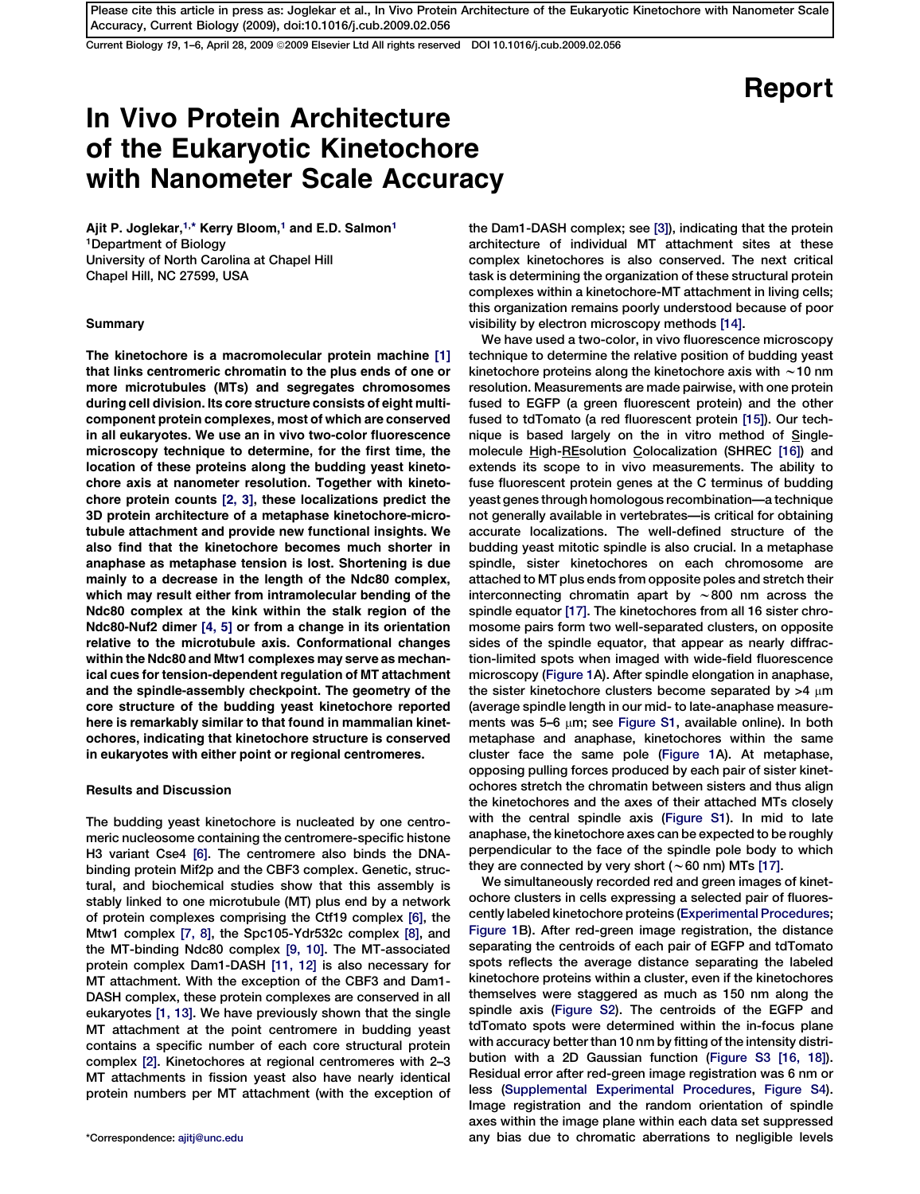Report

# In Vivo Protein Architecture of the Eukaryotic Kinetochore with Nanometer Scale Accuracy

Ajit P. Joglekar,[1,*] Kerry Bloom,[1] and E.D. Salmon[1]

[1]Department of Biology
University of North Carolina at Chapel Hill
Chapel Hill, NC 27599, USA

## Summary

**The kinetochore is a macromolecular protein machine [1] that links centromeric chromatin to the plus ends of one or more microtubules (MTs) and segregates chromosomes during cell division. Its core structure consists of eight multi-component protein complexes, most of which are conserved in all eukaryotes. We use an in vivo two-color fluorescence microscopy technique to determine, for the first time, the location of these proteins along the budding yeast kinetochore axis at nanometer resolution. Together with kinetochore protein counts [2, 3], these localizations predict the 3D protein architecture of a metaphase kinetochore-microtubule attachment and provide new functional insights. We also find that the kinetochore becomes much shorter in anaphase as metaphase tension is lost. Shortening is due mainly to a decrease in the length of the Ndc80 complex, which may result either from intramolecular bending of the Ndc80 complex at the kink within the stalk region of the Ndc80-Nuf2 dimer [4, 5] or from a change in its orientation relative to the microtubule axis. Conformational changes within the Ndc80 and Mtw1 complexes may serve as mechanical cues for tension-dependent regulation of MT attachment and the spindle-assembly checkpoint. The geometry of the core structure of the budding yeast kinetochore reported here is remarkably similar to that found in mammalian kinetochores, indicating that kinetochore structure is conserved in eukaryotes with either point or regional centromeres.**

## Results and Discussion

The budding yeast kinetochore is nucleated by one centromeric nucleosome containing the centromere-specific histone H3 variant Cse4 [6]. The centromere also binds the DNA-binding protein Mif2p and the CBF3 complex. Genetic, structural, and biochemical studies show that this assembly is stably linked to one microtubule (MT) plus end by a network of protein complexes comprising the Ctf19 complex [6], the Mtw1 complex [7, 8], the Spc105-Ydr532c complex [8], and the MT-binding Ndc80 complex [9, 10]. The MT-associated protein complex Dam1-DASH [11, 12] is also necessary for MT attachment. With the exception of the CBF3 and Dam1-DASH complex, these protein complexes are conserved in all eukaryotes [1, 13]. We have previously shown that the single MT attachment at the point centromere in budding yeast contains a specific number of each core structural protein complex [2]. Kinetochores at regional centromeres with 2–3 MT attachments in fission yeast also have nearly identical protein numbers per MT attachment (with the exception of the Dam1-DASH complex; see [3]), indicating that the protein architecture of individual MT attachment sites at these complex kinetochores is also conserved. The next critical task is determining the organization of these structural protein complexes within a kinetochore-MT attachment in living cells; this organization remains poorly understood because of poor visibility by electron microscopy methods [14].

We have used a two-color, in vivo fluorescence microscopy technique to determine the relative position of budding yeast kinetochore proteins along the kinetochore axis with ~10 nm resolution. Measurements are made pairwise, with one protein fused to EGFP (a green fluorescent protein) and the other fused to tdTomato (a red fluorescent protein [15]). Our technique is based largely on the in vitro method of Single-molecule High-REsolution Colocalization (SHREC [16]) and extends its scope to in vivo measurements. The ability to fuse fluorescent protein genes at the C terminus of budding yeast genes through homologous recombination—a technique not generally available in vertebrates—is critical for obtaining accurate localizations. The well-defined structure of the budding yeast mitotic spindle is also crucial. In a metaphase spindle, sister kinetochores on each chromosome are attached to MT plus ends from opposite poles and stretch their interconnecting chromatin apart by ~800 nm across the spindle equator [17]. The kinetochores from all 16 sister chromosome pairs form two well-separated clusters, on opposite sides of the spindle equator, that appear as nearly diffraction-limited spots when imaged with wide-field fluorescence microscopy (Figure 1A). After spindle elongation in anaphase, the sister kinetochore clusters become separated by >4 μm (average spindle length in our mid- to late-anaphase measurements was 5–6 μm; see Figure S1, available online). In both metaphase and anaphase, kinetochores within the same cluster face the same pole (Figure 1A). At metaphase, opposing pulling forces produced by each pair of sister kinetochores stretch the chromatin between sisters and thus align the kinetochores and the axes of their attached MTs closely with the central spindle axis (Figure S1). In mid to late anaphase, the kinetochore axes can be expected to be roughly perpendicular to the face of the spindle pole body to which they are connected by very short (~60 nm) MTs [17].

We simultaneously recorded red and green images of kinetochore clusters in cells expressing a selected pair of fluorescently labeled kinetochore proteins (Experimental Procedures; Figure 1B). After red-green image registration, the distance separating the centroids of each pair of EGFP and tdTomato spots reflects the average distance separating the labeled kinetochore proteins within a cluster, even if the kinetochores themselves were staggered as much as 150 nm along the spindle axis (Figure S2). The centroids of the EGFP and tdTomato spots were determined within the in-focus plane with accuracy better than 10 nm by fitting of the intensity distribution with a 2D Gaussian function (Figure S3 [16, 18]). Residual error after red-green image registration was 6 nm or less (Supplemental Experimental Procedures, Figure S4). Image registration and the random orientation of spindle axes within the image plane within each data set suppressed any bias due to chromatic aberrations to negligible levels

*Correspondence: ajitj@unc.edu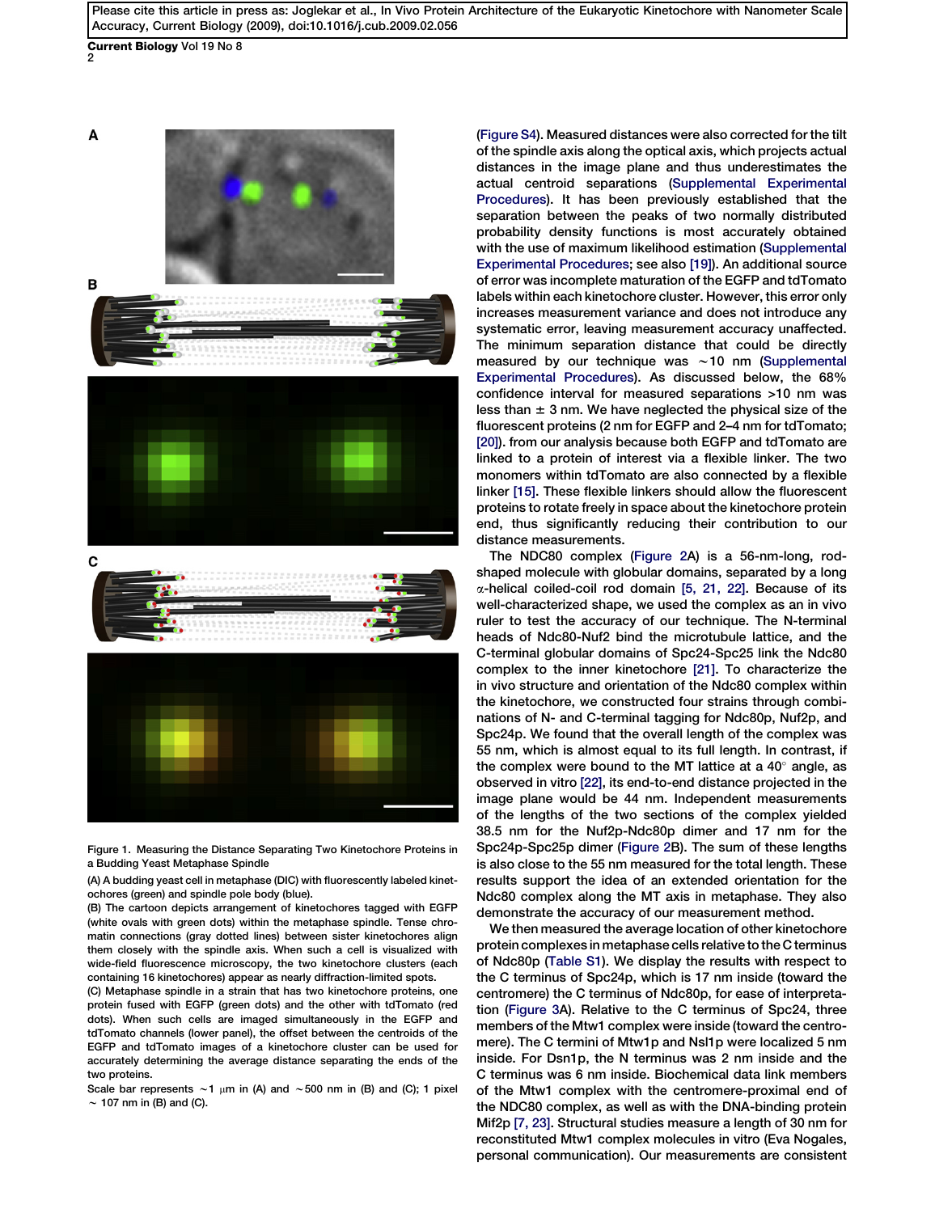Figure 1. Measuring the Distance Separating Two Kinetochore Proteins in a Budding Yeast Metaphase Spindle

(A) A budding yeast cell in metaphase (DIC) with fluorescently labeled kinetochores (green) and spindle pole body (blue).

(B) The cartoon depicts arrangement of kinetochores tagged with EGFP (white ovals with green dots) within the metaphase spindle. Tense chromatin connections (gray dotted lines) between sister kinetochores align them closely with the spindle axis. When such a cell is visualized with wide-field fluorescence microscopy, the two kinetochore clusters (each containing 16 kinetochores) appear as nearly diffraction-limited spots.

(C) Metaphase spindle in a strain that has two kinetochore proteins, one protein fused with EGFP (green dots) and the other with tdTomato (red dots). When such cells are imaged simultaneously in the EGFP and tdTomato channels (lower panel), the offset between the centroids of the EGFP and tdTomato images of a kinetochore cluster can be used for accurately determining the average distance separating the ends of the two proteins.

Scale bar represents ~1 μm in (A) and ~500 nm in (B) and (C); 1 pixel ~ 107 nm in (B) and (C).

(Figure S4). Measured distances were also corrected for the tilt of the spindle axis along the optical axis, which projects actual distances in the image plane and thus underestimates the actual centroid separations (Supplemental Experimental Procedures). It has been previously established that the separation between the peaks of two normally distributed probability density functions is most accurately obtained with the use of maximum likelihood estimation (Supplemental Experimental Procedures; see also [19]). An additional source of error was incomplete maturation of the EGFP and tdTomato labels within each kinetochore cluster. However, this error only increases measurement variance and does not introduce any systematic error, leaving measurement accuracy unaffected. The minimum separation distance that could be directly measured by our technique was ~10 nm (Supplemental Experimental Procedures). As discussed below, the 68% confidence interval for measured separations >10 nm was less than ± 3 nm. We have neglected the physical size of the fluorescent proteins (2 nm for EGFP and 2–4 nm for tdTomato; [20]). from our analysis because both EGFP and tdTomato are linked to a protein of interest via a flexible linker. The two monomers within tdTomato are also connected by a flexible linker [15]. These flexible linkers should allow the fluorescent proteins to rotate freely in space about the kinetochore protein end, thus significantly reducing their contribution to our distance measurements.

The NDC80 complex (Figure 2A) is a 56-nm-long, rod-shaped molecule with globular domains, separated by a long α-helical coiled-coil rod domain [5, 21, 22]. Because of its well-characterized shape, we used the complex as an in vivo ruler to test the accuracy of our technique. The N-terminal heads of Ndc80-Nuf2 bind the microtubule lattice, and the C-terminal globular domains of Spc24-Spc25 link the Ndc80 complex to the inner kinetochore [21]. To characterize the in vivo structure and orientation of the Ndc80 complex within the kinetochore, we constructed four strains through combinations of N- and C-terminal tagging for Ndc80p, Nuf2p, and Spc24p. We found that the overall length of the complex was 55 nm, which is almost equal to its full length. In contrast, if the complex were bound to the MT lattice at a 40° angle, as observed in vitro [22], its end-to-end distance projected in the image plane would be 44 nm. Independent measurements of the lengths of the two sections of the complex yielded 38.5 nm for the Nuf2p-Ndc80p dimer and 17 nm for the Spc24p-Spc25p dimer (Figure 2B). The sum of these lengths is also close to the 55 nm measured for the total length. These results support the idea of an extended orientation for the Ndc80 complex along the MT axis in metaphase. They also demonstrate the accuracy of our measurement method.

We then measured the average location of other kinetochore protein complexes in metaphase cells relative to the C terminus of Ndc80p (Table S1). We display the results with respect to the C terminus of Spc24p, which is 17 nm inside (toward the centromere) the C terminus of Ndc80p, for ease of interpretation (Figure 3A). Relative to the C terminus of Spc24, three members of the Mtw1 complex were inside (toward the centromere). The C termini of Mtw1p and Nsl1p were localized 5 nm inside. For Dsn1p, the N terminus was 2 nm inside and the C terminus was 6 nm inside. Biochemical data link members of the Mtw1 complex with the centromere-proximal end of the NDC80 complex, as well as with the DNA-binding protein Mif2p [7, 23]. Structural studies measure a length of 30 nm for reconstituted Mtw1 complex molecules in vitro (Eva Nogales, personal communication). Our measurements are consistent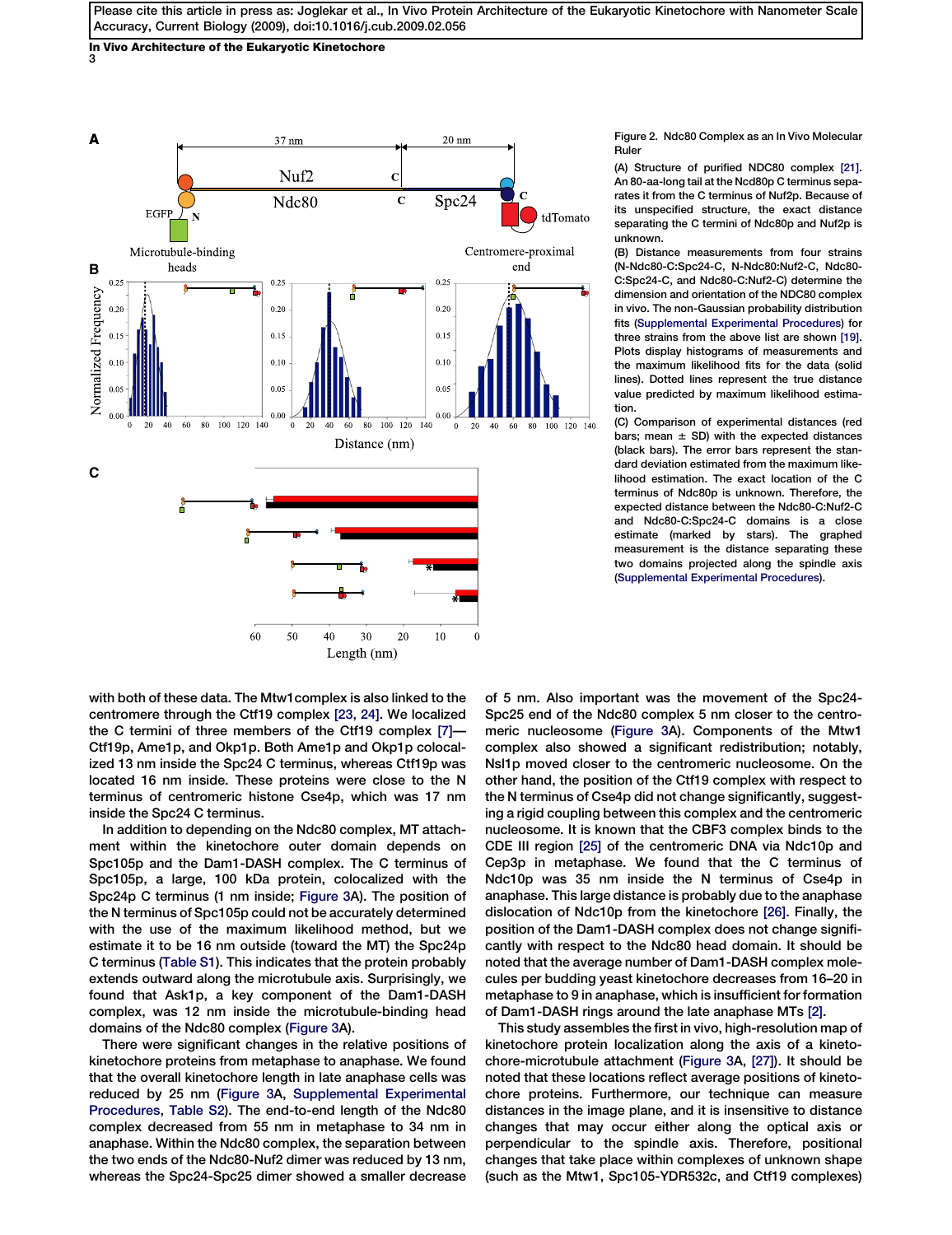Figure 2. Ndc80 Complex as an In Vivo Molecular Ruler

(A) Structure of purified NDC80 complex [21]. An 80-aa-long tail at the Ncd80p C terminus separates it from the C terminus of Nuf2p. Because of its unspecified structure, the exact distance separating the C termini of Ndc80p and Nuf2p is unknown.

(B) Distance measurements from four strains (N-Ndc80-C:Spc24-C, N-Ndc80:Nuf2-C, Ndc80-C:Spc24-C, and Ndc80-C:Nuf2-C) determine the dimension and orientation of the NDC80 complex in vivo. The non-Gaussian probability distribution fits (Supplemental Experimental Procedures) for three strains from the above list are shown [19]. Plots display histograms of measurements and the maximum likelihood fits for the data (solid lines). Dotted lines represent the true distance value predicted by maximum likelihood estimation.

(C) Comparison of experimental distances (red bars; mean ± SD) with the expected distances (black bars). The error bars represent the standard deviation estimated from the maximum likelihood estimation. The exact location of the C terminus of Ndc80p is unknown. Therefore, the expected distance between the Ndc80-C:Nuf2-C and Ndc80-C:Spc24-C domains is a close estimate (marked by stars). The graphed measurement is the distance separating these two domains projected along the spindle axis (Supplemental Experimental Procedures).

with both of these data. The Mtw1complex is also linked to the centromere through the Ctf19 complex [23, 24]. We localized the C termini of three members of the Ctf19 complex [7]—Ctf19p, Ame1p, and Okp1p. Both Ame1p and Okp1p colocalized 13 nm inside the Spc24 C terminus, whereas Ctf19p was located 16 nm inside. These proteins were close to the N terminus of centromeric histone Cse4p, which was 17 nm inside the Spc24 C terminus.

In addition to depending on the Ndc80 complex, MT attachment within the kinetochore outer domain depends on Spc105p and the Dam1-DASH complex. The C terminus of Spc105p, a large, 100 kDa protein, colocalized with the Spc24p C terminus (1 nm inside; Figure 3A). The position of the N terminus of Spc105p could not be accurately determined with the use of the maximum likelihood method, but we estimate it to be 16 nm outside (toward the MT) the Spc24p C terminus (Table S1). This indicates that the protein probably extends outward along the microtubule axis. Surprisingly, we found that Ask1p, a key component of the Dam1-DASH complex, was 12 nm inside the microtubule-binding head domains of the Ndc80 complex (Figure 3A).

There were significant changes in the relative positions of kinetochore proteins from metaphase to anaphase. We found that the overall kinetochore length in late anaphase cells was reduced by 25 nm (Figure 3A, Supplemental Experimental Procedures, Table S2). The end-to-end length of the Ndc80 complex decreased from 55 nm in metaphase to 34 nm in anaphase. Within the Ndc80 complex, the separation between the two ends of the Ndc80-Nuf2 dimer was reduced by 13 nm, whereas the Spc24-Spc25 dimer showed a smaller decrease of 5 nm. Also important was the movement of the Spc24-Spc25 end of the Ndc80 complex 5 nm closer to the centromeric nucleosome (Figure 3A). Components of the Mtw1 complex also showed a significant redistribution; notably, Nsl1p moved closer to the centromeric nucleosome. On the other hand, the position of the Ctf19 complex with respect to the N terminus of Cse4p did not change significantly, suggesting a rigid coupling between this complex and the centromeric nucleosome. It is known that the CBF3 complex binds to the CDE III region [25] of the centromeric DNA via Ndc10p and Cep3p in metaphase. We found that the C terminus of Ndc10p was 35 nm inside the N terminus of Cse4p in anaphase. This large distance is probably due to the anaphase dislocation of Ndc10p from the kinetochore [26]. Finally, the position of the Dam1-DASH complex does not change significantly with respect to the Ndc80 head domain. It should be noted that the average number of Dam1-DASH complex molecules per budding yeast kinetochore decreases from 16–20 in metaphase to 9 in anaphase, which is insufficient for formation of Dam1-DASH rings around the late anaphase MTs [2].

This study assembles the first in vivo, high-resolution map of kinetochore protein localization along the axis of a kinetochore-microtubule attachment (Figure 3A, [27]). It should be noted that these locations reflect average positions of kinetochore proteins. Furthermore, our technique can measure distances in the image plane, and it is insensitive to distance changes that may occur either along the optical axis or perpendicular to the spindle axis. Therefore, positional changes that take place within complexes of unknown shape (such as the Mtw1, Spc105-YDR532c, and Ctf19 complexes)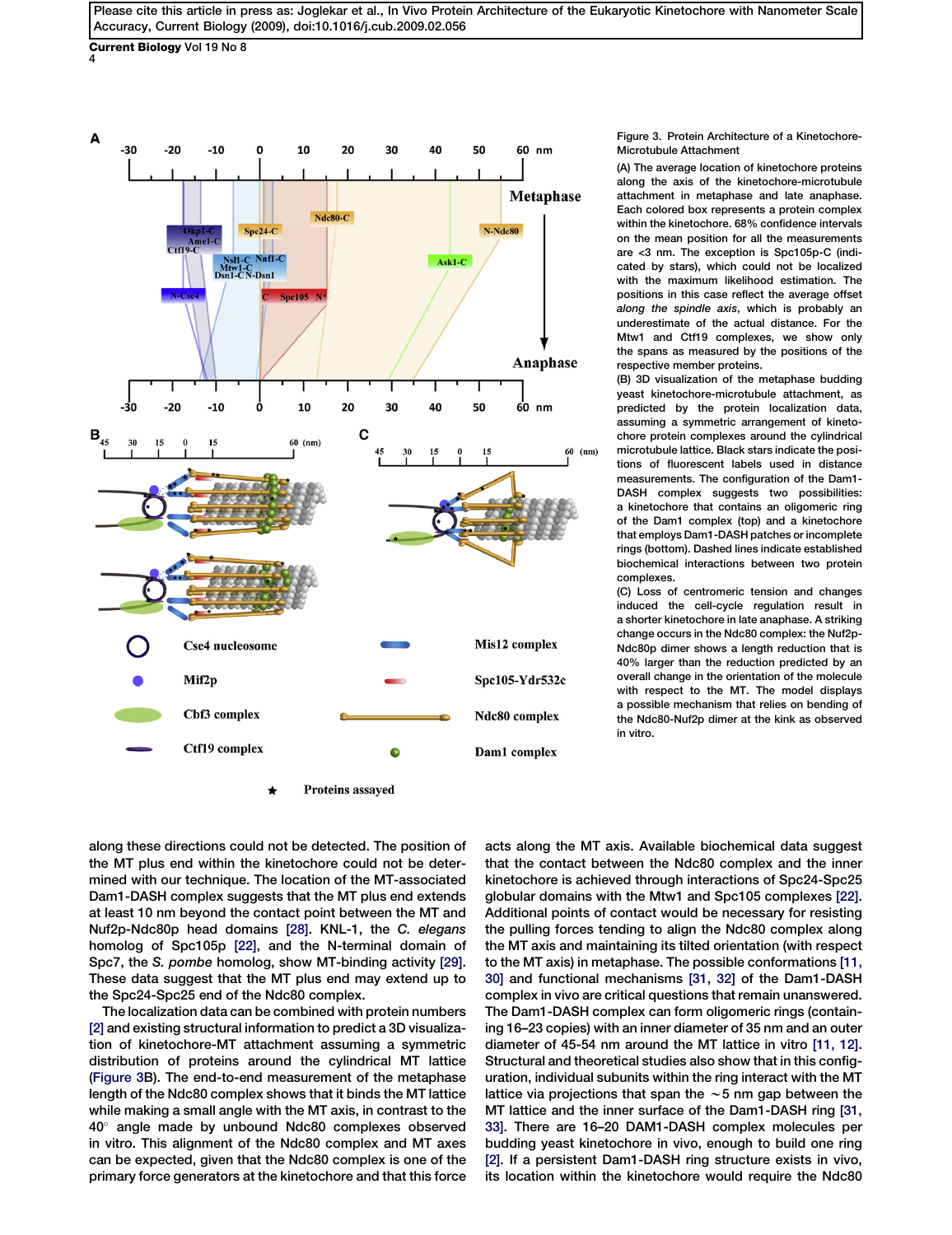Figure 3. Protein Architecture of a Kinetochore-Microtubule Attachment

(A) The average location of kinetochore proteins along the axis of the kinetochore-microtubule attachment in metaphase and late anaphase. Each colored box represents a protein complex within the kinetochore. 68% confidence intervals on the mean position for all the measurements are <3 nm. The exception is Spc105p-C (indicated by stars), which could not be localized with the maximum likelihood estimation. The positions in this case reflect the average offset *along the spindle axis*, which is probably an underestimate of the actual distance. For the Mtw1 and Ctf19 complexes, we show only the spans as measured by the positions of the respective member proteins.

(B) 3D visualization of the metaphase budding yeast kinetochore-microtubule attachment, as predicted by the protein localization data, assuming a symmetric arrangement of kinetochore protein complexes around the cylindrical microtubule lattice. Black stars indicate the positions of fluorescent labels used in distance measurements. The configuration of the Dam1-DASH complex suggests two possibilities: a kinetochore that contains an oligomeric ring of the Dam1 complex (top) and a kinetochore that employs Dam1-DASH patches or incomplete rings (bottom). Dashed lines indicate established biochemical interactions between two protein complexes.

(C) Loss of centromeric tension and changes induced the cell-cycle regulation result in a shorter kinetochore in late anaphase. A striking change occurs in the Ndc80 complex: the Nuf2p-Ndc80p dimer shows a length reduction that is 40% larger than the reduction predicted by an overall change in the orientation of the molecule with respect to the MT. The model displays a possible mechanism that relies on bending of the Ndc80-Nuf2p dimer at the kink as observed in vitro.

along these directions could not be detected. The position of the MT plus end within the kinetochore could not be determined with our technique. The location of the MT-associated Dam1-DASH complex suggests that the MT plus end extends at least 10 nm beyond the contact point between the MT and Nuf2p-Ndc80p head domains [28]. KNL-1, the *C. elegans* homolog of Spc105p [22], and the N-terminal domain of Spc7, the *S. pombe* homolog, show MT-binding activity [29]. These data suggest that the MT plus end may extend up to the Spc24-Spc25 end of the Ndc80 complex.

The localization data can be combined with protein numbers [2] and existing structural information to predict a 3D visualization of kinetochore-MT attachment assuming a symmetric distribution of proteins around the cylindrical MT lattice (Figure 3B). The end-to-end measurement of the metaphase length of the Ndc80 complex shows that it binds the MT lattice while making a small angle with the MT axis, in contrast to the 40° angle made by unbound Ndc80 complexes observed in vitro. This alignment of the Ndc80 complex and MT axes can be expected, given that the Ndc80 complex is one of the primary force generators at the kinetochore and that this force acts along the MT axis. Available biochemical data suggest that the contact between the Ndc80 complex and the inner kinetochore is achieved through interactions of Spc24-Spc25 globular domains with the Mtw1 and Spc105 complexes [22]. Additional points of contact would be necessary for resisting the pulling forces tending to align the Ndc80 complex along the MT axis and maintaining its tilted orientation (with respect to the MT axis) in metaphase. The possible conformations [11, 30] and functional mechanisms [31, 32] of the Dam1-DASH complex in vivo are critical questions that remain unanswered. The Dam1-DASH complex can form oligomeric rings (containing 16–23 copies) with an inner diameter of 35 nm and an outer diameter of 45-54 nm around the MT lattice in vitro [11, 12]. Structural and theoretical studies also show that in this configuration, individual subunits within the ring interact with the MT lattice via projections that span the ~5 nm gap between the MT lattice and the inner surface of the Dam1-DASH ring [31, 33]. There are 16–20 DAM1-DASH complex molecules per budding yeast kinetochore in vivo, enough to build one ring [2]. If a persistent Dam1-DASH ring structure exists in vivo, its location within the kinetochore would require the Ndc80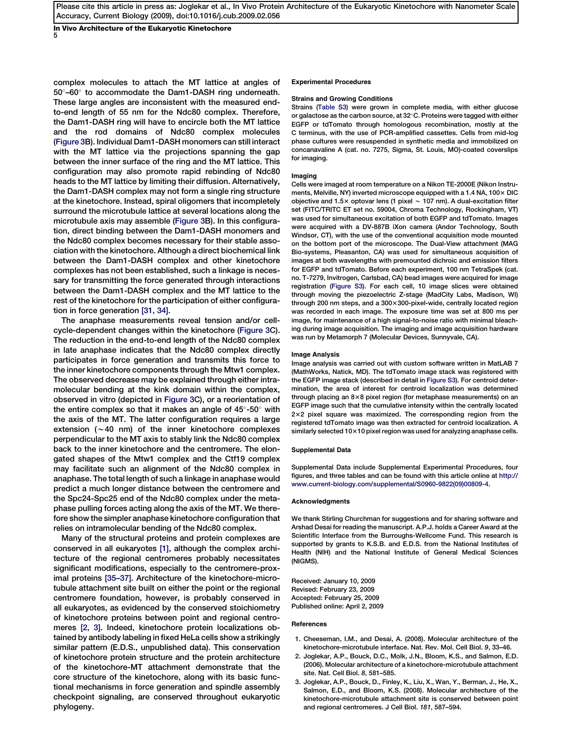complex molecules to attach the MT lattice at angles of 50°–60° to accommodate the Dam1-DASH ring underneath. These large angles are inconsistent with the measured end-to-end length of 55 nm for the Ndc80 complex. Therefore, the Dam1-DASH ring will have to encircle both the MT lattice and the rod domains of Ndc80 complex molecules (Figure 3B). Individual Dam1-DASH monomers can still interact with the MT lattice via the projections spanning the gap between the inner surface of the ring and the MT lattice. This configuration may also promote rapid rebinding of Ndc80 heads to the MT lattice by limiting their diffusion. Alternatively, the Dam1-DASH complex may not form a single ring structure at the kinetochore. Instead, spiral oligomers that incompletely surround the microtubule lattice at several locations along the microtubule axis may assemble (Figure 3B). In this configuration, direct binding between the Dam1-DASH monomers and the Ndc80 complex becomes necessary for their stable association with the kinetochore. Although a direct biochemical link between the Dam1-DASH complex and other kinetochore complexes has not been established, such a linkage is necessary for transmitting the force generated through interactions between the Dam1-DASH complex and the MT lattice to the rest of the kinetochore for the participation of either configuration in force generation [31, 34].

The anaphase measurements reveal tension and/or cell-cycle-dependent changes within the kinetochore (Figure 3C). The reduction in the end-to-end length of the Ndc80 complex in late anaphase indicates that the Ndc80 complex directly participates in force generation and transmits this force to the inner kinetochore components through the Mtw1 complex. The observed decrease may be explained through either intramolecular bending at the kink domain within the complex, observed in vitro (depicted in Figure 3C), or a reorientation of the entire complex so that it makes an angle of 45°-50° with the axis of the MT. The latter configuration requires a large extension (~40 nm) of the inner kinetochore complexes perpendicular to the MT axis to stably link the Ndc80 complex back to the inner kinetochore and the centromere. The elongated shapes of the Mtw1 complex and the Ctf19 complex may facilitate such an alignment of the Ndc80 complex in anaphase. The total length of such a linkage in anaphase would predict a much longer distance between the centromere and the Spc24-Spc25 end of the Ndc80 complex under the metaphase pulling forces acting along the axis of the MT. We therefore show the simpler anaphase kinetochore configuration that relies on intramolecular bending of the Ndc80 complex.

Many of the structural proteins and protein complexes are conserved in all eukaryotes [1], although the complex architecture of the regional centromeres probably necessitates significant modifications, especially to the centromere-proximal proteins [35–37]. Architecture of the kinetochore-microtubule attachment site built on either the point or the regional centromere foundation, however, is probably conserved in all eukaryotes, as evidenced by the conserved stoichiometry of kinetochore proteins between point and regional centromeres [2, 3]. Indeed, kinetochore protein localizations obtained by antibody labeling in fixed HeLa cells show a strikingly similar pattern (E.D.S., unpublished data). This conservation of kinetochore protein structure and the protein architecture of the kinetochore-MT attachment demonstrate that the core structure of the kinetochore, along with its basic functional mechanisms in force generation and spindle assembly checkpoint signaling, are conserved throughout eukaryotic phylogeny.

## Experimental Procedures

### Strains and Growing Conditions

Strains (Table S3) were grown in complete media, with either glucose or galactose as the carbon source, at 32°C. Proteins were tagged with either EGFP or tdTomato through homologous recombination, mostly at the C terminus, with the use of PCR-amplified cassettes. Cells from mid-log phase cultures were resuspended in synthetic media and immobilized on concanavaline A (cat. no. 7275, Sigma, St. Louis, MO)-coated coverslips for imaging.

### Imaging

Cells were imaged at room temperature on a Nikon TE-2000E (Nikon Instruments, Melville, NY) inverted microscope equipped with a 1.4 NA, 100× DIC objective and 1.5× optovar lens (1 pixel ~ 107 nm). A dual-excitation filter set (FITC/TRITC ET set no. 59004, Chroma Technology, Rockingham, VT) was used for simultaneous excitation of both EGFP and tdTomato. Images were acquired with a DV-887B iXon camera (Andor Technology, South Windsor, CT), with the use of the conventional acquisition mode mounted on the bottom port of the microscope. The Dual-View attachment (MAG Bio-systems, Pleasanton, CA) was used for simultaneous acquisition of images at both wavelengths with premounted dichroic and emission filters for EGFP and tdTomato. Before each experiment, 100 nm TetraSpek (cat. no. T-7279, Invitrogen, Carlsbad, CA) bead images were acquired for image registration (Figure S3). For each cell, 10 image slices were obtained through moving the piezoelectric Z-stage (MadCity Labs, Madison, WI) through 200 nm steps, and a 300×300-pixel-wide, centrally located region was recorded in each image. The exposure time was set at 800 ms per image, for maintenance of a high signal-to-noise ratio with minimal bleaching during image acquisition. The imaging and image acquisition hardware was run by Metamorph 7 (Molecular Devices, Sunnyvale, CA).

### Image Analysis

Image analysis was carried out with custom software written in MatLAB 7 (MathWorks, Natick, MD). The tdTomato image stack was registered with the EGFP image stack (described in detail in Figure S3). For centroid determination, the area of interest for centroid localization was determined through placing an 8×8 pixel region (for metaphase measurements) on an EGFP image such that the cumulative intensity within the centrally located 2×2 pixel square was maximized. The corresponding region from the registered tdTomato image was then extracted for centroid localization. A similarly selected 10×10 pixel region was used for analyzing anaphase cells.

## Supplemental Data

Supplemental Data include Supplemental Experimental Procedures, four figures, and three tables and can be found with this article online at http://www.current-biology.com/supplemental/S0960-9822(09)00809-4.

## Acknowledgments

We thank Stirling Churchman for suggestions and for sharing software and Arshad Desai for reading the manuscript. A.P.J. holds a Career Award at the Scientific Interface from the Burroughs-Wellcome Fund. This research is supported by grants to K.S.B. and E.D.S. from the National Institutes of Health (NIH) and the National Institute of General Medical Sciences (NIGMS).

Received: January 10, 2009
Revised: February 23, 2009
Accepted: February 25, 2009
Published online: April 2, 2009

## References

1. Cheeseman, I.M., and Desai, A. (2008). Molecular architecture of the kinetochore-microtubule interface. Nat. Rev. Mol. Cell Biol. *9*, 33–46.
2. Joglekar, A.P., Bouck, D.C., Molk, J.N., Bloom, K.S., and Salmon, E.D. (2006). Molecular architecture of a kinetochore-microtubule attachment site. Nat. Cell Biol. *8*, 581–585.
3. Joglekar, A.P., Bouck, D., Finley, K., Liu, X., Wan, Y., Berman, J., He, X., Salmon, E.D., and Bloom, K.S. (2008). Molecular architecture of the kinetochore-microtubule attachment site is conserved between point and regional centromeres. J Cell Biol. *181*, 587–594.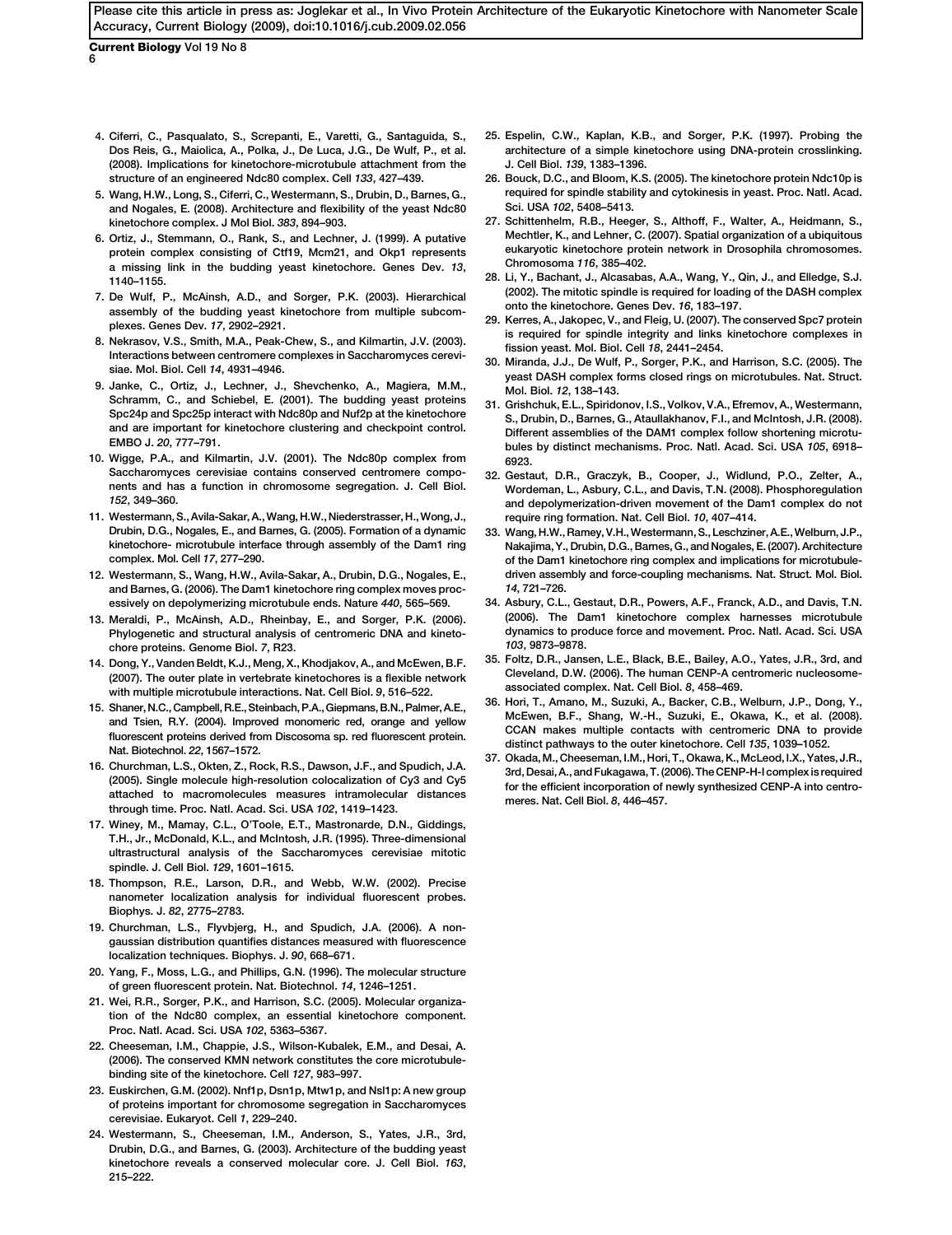4. Ciferri, C., Pasqualato, S., Screpanti, E., Varetti, G., Santaguida, S., Dos Reis, G., Maiolica, A., Polka, J., De Luca, J.G., De Wulf, P., et al. (2008). Implications for kinetochore-microtubule attachment from the structure of an engineered Ndc80 complex. Cell *133*, 427–439.
5. Wang, H.W., Long, S., Ciferri, C., Westermann, S., Drubin, D., Barnes, G., and Nogales, E. (2008). Architecture and flexibility of the yeast Ndc80 kinetochore complex. J Mol Biol. *383*, 894–903.
6. Ortiz, J., Stemmann, O., Rank, S., and Lechner, J. (1999). A putative protein complex consisting of Ctf19, Mcm21, and Okp1 represents a missing link in the budding yeast kinetochore. Genes Dev. *13*, 1140–1155.
7. De Wulf, P., McAinsh, A.D., and Sorger, P.K. (2003). Hierarchical assembly of the budding yeast kinetochore from multiple subcomplexes. Genes Dev. *17*, 2902–2921.
8. Nekrasov, V.S., Smith, M.A., Peak-Chew, S., and Kilmartin, J.V. (2003). Interactions between centromere complexes in Saccharomyces cerevisiae. Mol. Biol. Cell *14*, 4931–4946.
9. Janke, C., Ortiz, J., Lechner, J., Shevchenko, A., Magiera, M.M., Schramm, C., and Schiebel, E. (2001). The budding yeast proteins Spc24p and Spc25p interact with Ndc80p and Nuf2p at the kinetochore and are important for kinetochore clustering and checkpoint control. EMBO J. *20*, 777–791.
10. Wigge, P.A., and Kilmartin, J.V. (2001). The Ndc80p complex from Saccharomyces cerevisiae contains conserved centromere components and has a function in chromosome segregation. J. Cell Biol. *152*, 349–360.
11. Westermann, S., Avila-Sakar, A., Wang, H.W., Niederstrasser, H., Wong, J., Drubin, D.G., Nogales, E., and Barnes, G. (2005). Formation of a dynamic kinetochore- microtubule interface through assembly of the Dam1 ring complex. Mol. Cell *17*, 277–290.
12. Westermann, S., Wang, H.W., Avila-Sakar, A., Drubin, D.G., Nogales, E., and Barnes, G. (2006). The Dam1 kinetochore ring complex moves processively on depolymerizing microtubule ends. Nature *440*, 565–569.
13. Meraldi, P., McAinsh, A.D., Rheinbay, E., and Sorger, P.K. (2006). Phylogenetic and structural analysis of centromeric DNA and kinetochore proteins. Genome Biol. *7*, R23.
14. Dong, Y., Vanden Beldt, K.J., Meng, X., Khodjakov, A., and McEwen, B.F. (2007). The outer plate in vertebrate kinetochores is a flexible network with multiple microtubule interactions. Nat. Cell Biol. *9*, 516–522.
15. Shaner, N.C., Campbell, R.E., Steinbach, P.A., Giepmans, B.N., Palmer, A.E., and Tsien, R.Y. (2004). Improved monomeric red, orange and yellow fluorescent proteins derived from Discosoma sp. red fluorescent protein. Nat. Biotechnol. *22*, 1567–1572.
16. Churchman, L.S., Okten, Z., Rock, R.S., Dawson, J.F., and Spudich, J.A. (2005). Single molecule high-resolution colocalization of Cy3 and Cy5 attached to macromolecules measures intramolecular distances through time. Proc. Natl. Acad. Sci. USA *102*, 1419–1423.
17. Winey, M., Mamay, C.L., O'Toole, E.T., Mastronarde, D.N., Giddings, T.H., Jr., McDonald, K.L., and McIntosh, J.R. (1995). Three-dimensional ultrastructural analysis of the Saccharomyces cerevisiae mitotic spindle. J. Cell Biol. *129*, 1601–1615.
18. Thompson, R.E., Larson, D.R., and Webb, W.W. (2002). Precise nanometer localization analysis for individual fluorescent probes. Biophys. J. *82*, 2775–2783.
19. Churchman, L.S., Flyvbjerg, H., and Spudich, J.A. (2006). A non-gaussian distribution quantifies distances measured with fluorescence localization techniques. Biophys. J. *90*, 668–671.
20. Yang, F., Moss, L.G., and Phillips, G.N. (1996). The molecular structure of green fluorescent protein. Nat. Biotechnol. *14*, 1246–1251.
21. Wei, R.R., Sorger, P.K., and Harrison, S.C. (2005). Molecular organization of the Ndc80 complex, an essential kinetochore component. Proc. Natl. Acad. Sci. USA *102*, 5363–5367.
22. Cheeseman, I.M., Chappie, J.S., Wilson-Kubalek, E.M., and Desai, A. (2006). The conserved KMN network constitutes the core microtubule-binding site of the kinetochore. Cell *127*, 983–997.
23. Euskirchen, G.M. (2002). Nnf1p, Dsn1p, Mtw1p, and Nsl1p: A new group of proteins important for chromosome segregation in Saccharomyces cerevisiae. Eukaryot. Cell *1*, 229–240.
24. Westermann, S., Cheeseman, I.M., Anderson, S., Yates, J.R., 3rd, Drubin, D.G., and Barnes, G. (2003). Architecture of the budding yeast kinetochore reveals a conserved molecular core. J. Cell Biol. *163*, 215–222.
25. Espelin, C.W., Kaplan, K.B., and Sorger, P.K. (1997). Probing the architecture of a simple kinetochore using DNA-protein crosslinking. J. Cell Biol. *139*, 1383–1396.
26. Bouck, D.C., and Bloom, K.S. (2005). The kinetochore protein Ndc10p is required for spindle stability and cytokinesis in yeast. Proc. Natl. Acad. Sci. USA *102*, 5408–5413.
27. Schittenhelm, R.B., Heeger, S., Althoff, F., Walter, A., Heidmann, S., Mechtler, K., and Lehner, C. (2007). Spatial organization of a ubiquitous eukaryotic kinetochore protein network in Drosophila chromosomes. Chromosoma *116*, 385–402.
28. Li, Y., Bachant, J., Alcasabas, A.A., Wang, Y., Qin, J., and Elledge, S.J. (2002). The mitotic spindle is required for loading of the DASH complex onto the kinetochore. Genes Dev. *16*, 183–197.
29. Kerres, A., Jakopec, V., and Fleig, U. (2007). The conserved Spc7 protein is required for spindle integrity and links kinetochore complexes in fission yeast. Mol. Biol. Cell *18*, 2441–2454.
30. Miranda, J.J., De Wulf, P., Sorger, P.K., and Harrison, S.C. (2005). The yeast DASH complex forms closed rings on microtubules. Nat. Struct. Mol. Biol. *12*, 138–143.
31. Grishchuk, E.L., Spiridonov, I.S., Volkov, V.A., Efremov, A., Westermann, S., Drubin, D., Barnes, G., Ataullakhanov, F.I., and McIntosh, J.R. (2008). Different assemblies of the DAM1 complex follow shortening microtubules by distinct mechanisms. Proc. Natl. Acad. Sci. USA *105*, 6918–6923.
32. Gestaut, D.R., Graczyk, B., Cooper, J., Widlund, P.O., Zelter, A., Wordeman, L., Asbury, C.L., and Davis, T.N. (2008). Phosphoregulation and depolymerization-driven movement of the Dam1 complex do not require ring formation. Nat. Cell Biol. *10*, 407–414.
33. Wang, H.W., Ramey, V.H., Westermann, S., Leschziner, A.E., Welburn, J.P., Nakajima, Y., Drubin, D.G., Barnes, G., and Nogales, E. (2007). Architecture of the Dam1 kinetochore ring complex and implications for microtubule-driven assembly and force-coupling mechanisms. Nat. Struct. Mol. Biol. *14*, 721–726.
34. Asbury, C.L., Gestaut, D.R., Powers, A.F., Franck, A.D., and Davis, T.N. (2006). The Dam1 kinetochore complex harnesses microtubule dynamics to produce force and movement. Proc. Natl. Acad. Sci. USA *103*, 9873–9878.
35. Foltz, D.R., Jansen, L.E., Black, B.E., Bailey, A.O., Yates, J.R., 3rd, and Cleveland, D.W. (2006). The human CENP-A centromeric nucleosome-associated complex. Nat. Cell Biol. *8*, 458–469.
36. Hori, T., Amano, M., Suzuki, A., Backer, C.B., Welburn, J.P., Dong, Y., McEwen, B.F., Shang, W.-H., Suzuki, E., Okawa, K., et al. (2008). CCAN makes multiple contacts with centromeric DNA to provide distinct pathways to the outer kinetochore. Cell *135*, 1039–1052.
37. Okada, M., Cheeseman, I.M., Hori, T., Okawa, K., McLeod, I.X., Yates, J.R., 3rd, Desai, A., and Fukagawa, T. (2006). The CENP-H-I complex is required for the efficient incorporation of newly synthesized CENP-A into centromeres. Nat. Cell Biol. *8*, 446–457.